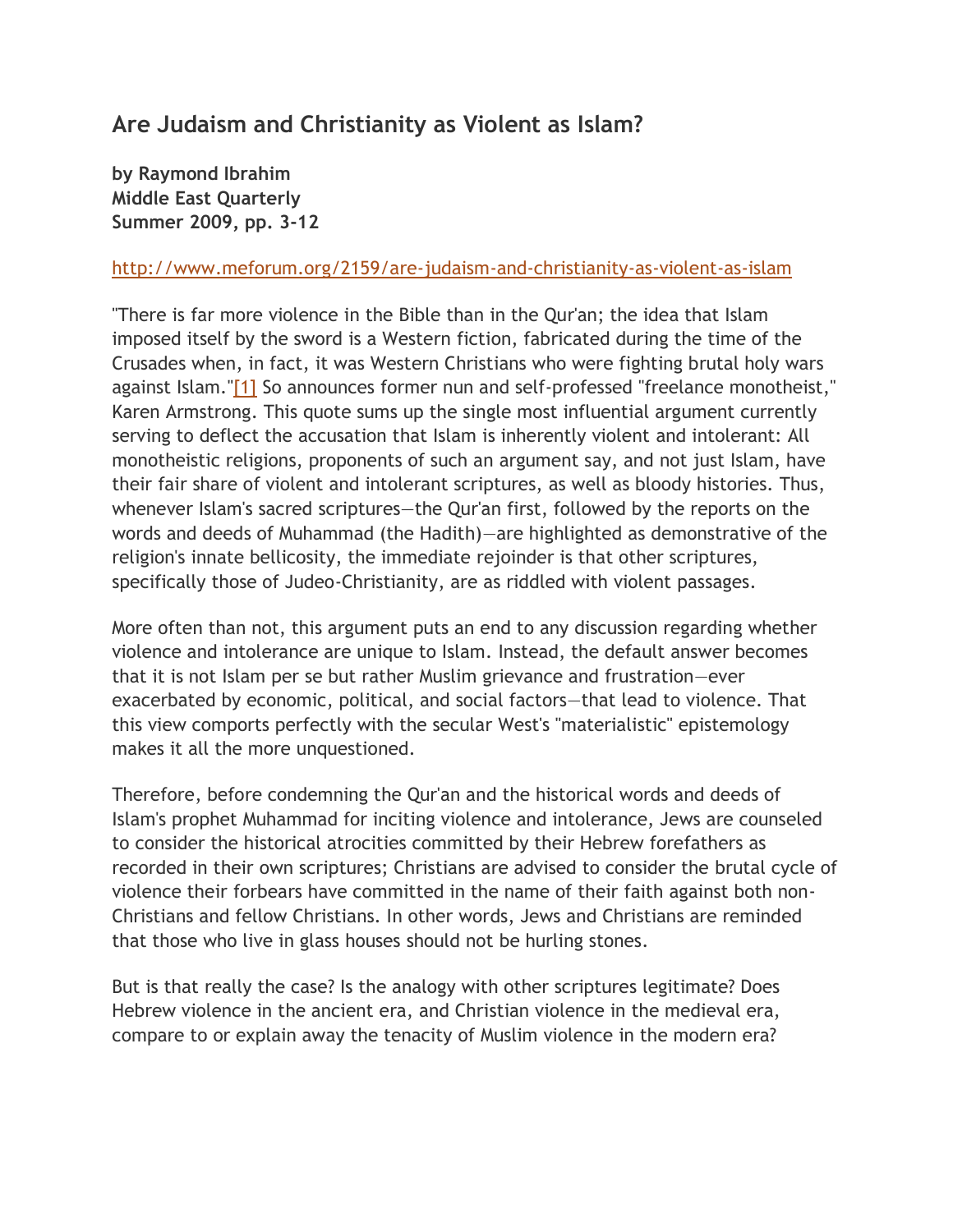# Are Judaism and Christianity as Violent as Islam?

**by Raymond Ibrahim**
**Middle East Quarterly**
**Summer 2009, pp. 3-12**

http://www.meforum.org/2159/are-judaism-and-christianity-as-violent-as-islam

"There is far more violence in the Bible than in the Qur'an; the idea that Islam imposed itself by the sword is a Western fiction, fabricated during the time of the Crusades when, in fact, it was Western Christians who were fighting brutal holy wars against Islam."[1] So announces former nun and self-professed "freelance monotheist," Karen Armstrong. This quote sums up the single most influential argument currently serving to deflect the accusation that Islam is inherently violent and intolerant: All monotheistic religions, proponents of such an argument say, and not just Islam, have their fair share of violent and intolerant scriptures, as well as bloody histories. Thus, whenever Islam's sacred scriptures—the Qur'an first, followed by the reports on the words and deeds of Muhammad (the Hadith)—are highlighted as demonstrative of the religion's innate bellicosity, the immediate rejoinder is that other scriptures, specifically those of Judeo-Christianity, are as riddled with violent passages.

More often than not, this argument puts an end to any discussion regarding whether violence and intolerance are unique to Islam. Instead, the default answer becomes that it is not Islam per se but rather Muslim grievance and frustration—ever exacerbated by economic, political, and social factors—that lead to violence. That this view comports perfectly with the secular West's "materialistic" epistemology makes it all the more unquestioned.

Therefore, before condemning the Qur'an and the historical words and deeds of Islam's prophet Muhammad for inciting violence and intolerance, Jews are counseled to consider the historical atrocities committed by their Hebrew forefathers as recorded in their own scriptures; Christians are advised to consider the brutal cycle of violence their forbears have committed in the name of their faith against both non-Christians and fellow Christians. In other words, Jews and Christians are reminded that those who live in glass houses should not be hurling stones.

But is that really the case? Is the analogy with other scriptures legitimate? Does Hebrew violence in the ancient era, and Christian violence in the medieval era, compare to or explain away the tenacity of Muslim violence in the modern era?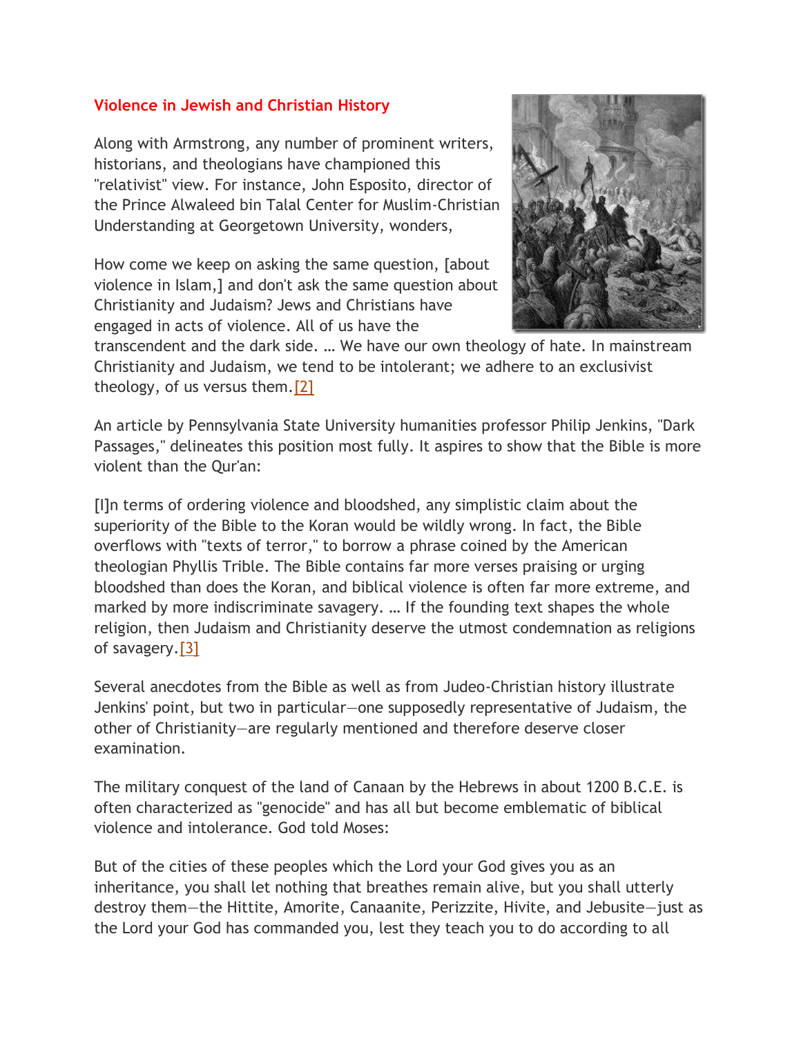## Violence in Jewish and Christian History

Along with Armstrong, any number of prominent writers, historians, and theologians have championed this "relativist" view. For instance, John Esposito, director of the Prince Alwaleed bin Talal Center for Muslim-Christian Understanding at Georgetown University, wonders,

How come we keep on asking the same question, [about violence in Islam,] and don't ask the same question about Christianity and Judaism? Jews and Christians have engaged in acts of violence. All of us have the transcendent and the dark side. … We have our own theology of hate. In mainstream Christianity and Judaism, we tend to be intolerant; we adhere to an exclusivist theology, of us versus them.[2]

An article by Pennsylvania State University humanities professor Philip Jenkins, "Dark Passages," delineates this position most fully. It aspires to show that the Bible is more violent than the Qur'an:

[I]n terms of ordering violence and bloodshed, any simplistic claim about the superiority of the Bible to the Koran would be wildly wrong. In fact, the Bible overflows with "texts of terror," to borrow a phrase coined by the American theologian Phyllis Trible. The Bible contains far more verses praising or urging bloodshed than does the Koran, and biblical violence is often far more extreme, and marked by more indiscriminate savagery. … If the founding text shapes the whole religion, then Judaism and Christianity deserve the utmost condemnation as religions of savagery.[3]

Several anecdotes from the Bible as well as from Judeo-Christian history illustrate Jenkins' point, but two in particular—one supposedly representative of Judaism, the other of Christianity—are regularly mentioned and therefore deserve closer examination.

The military conquest of the land of Canaan by the Hebrews in about 1200 B.C.E. is often characterized as "genocide" and has all but become emblematic of biblical violence and intolerance. God told Moses:

But of the cities of these peoples which the Lord your God gives you as an inheritance, you shall let nothing that breathes remain alive, but you shall utterly destroy them—the Hittite, Amorite, Canaanite, Perizzite, Hivite, and Jebusite—just as the Lord your God has commanded you, lest they teach you to do according to all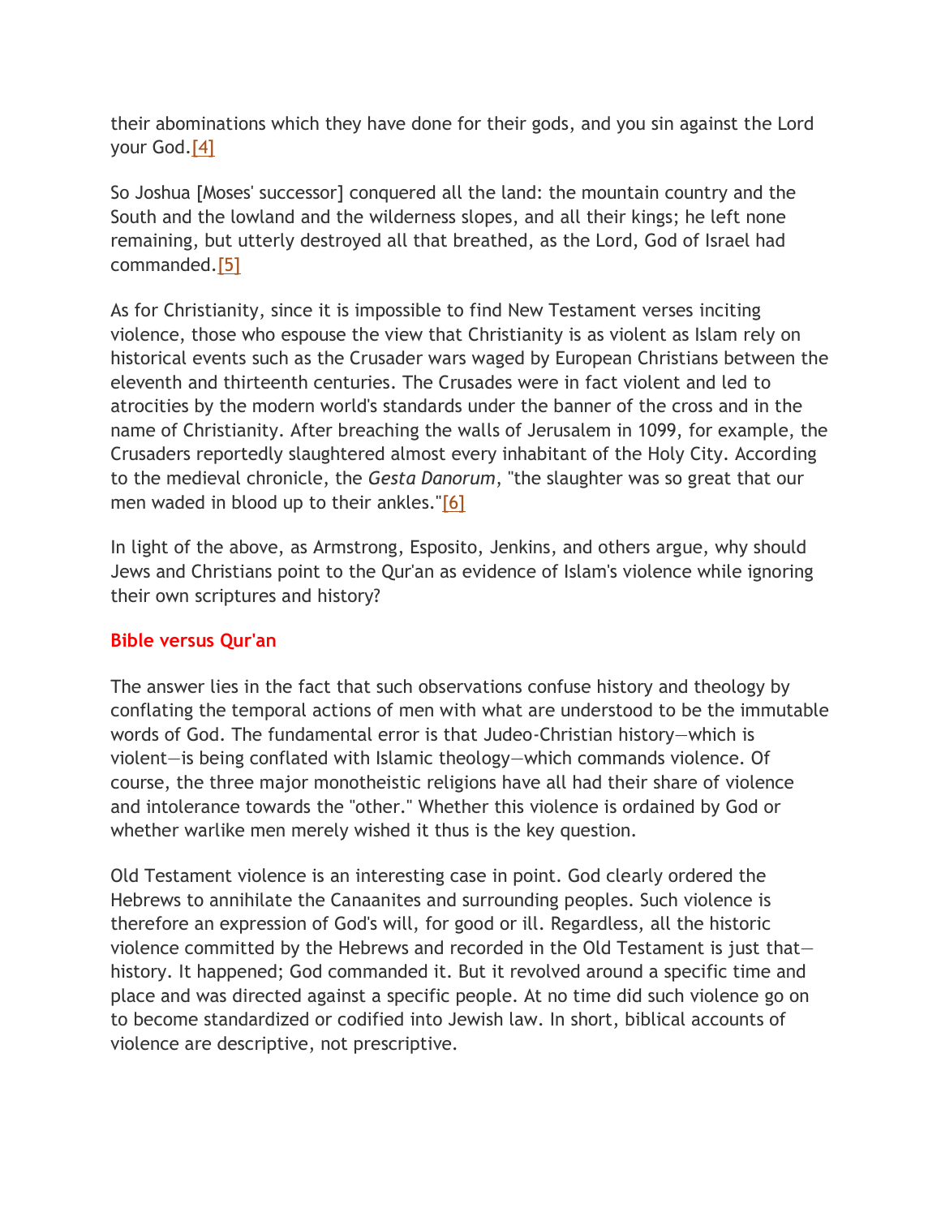their abominations which they have done for their gods, and you sin against the Lord your God.[4]

So Joshua [Moses' successor] conquered all the land: the mountain country and the South and the lowland and the wilderness slopes, and all their kings; he left none remaining, but utterly destroyed all that breathed, as the Lord, God of Israel had commanded.[5]

As for Christianity, since it is impossible to find New Testament verses inciting violence, those who espouse the view that Christianity is as violent as Islam rely on historical events such as the Crusader wars waged by European Christians between the eleventh and thirteenth centuries. The Crusades were in fact violent and led to atrocities by the modern world's standards under the banner of the cross and in the name of Christianity. After breaching the walls of Jerusalem in 1099, for example, the Crusaders reportedly slaughtered almost every inhabitant of the Holy City. According to the medieval chronicle, the *Gesta Danorum,* "the slaughter was so great that our men waded in blood up to their ankles."[6]

In light of the above, as Armstrong, Esposito, Jenkins, and others argue, why should Jews and Christians point to the Qur'an as evidence of Islam's violence while ignoring their own scriptures and history?

## Bible versus Qur'an

The answer lies in the fact that such observations confuse history and theology by conflating the temporal actions of men with what are understood to be the immutable words of God. The fundamental error is that Judeo-Christian history—which is violent—is being conflated with Islamic theology—which commands violence. Of course, the three major monotheistic religions have all had their share of violence and intolerance towards the "other." Whether this violence is ordained by God or whether warlike men merely wished it thus is the key question.

Old Testament violence is an interesting case in point. God clearly ordered the Hebrews to annihilate the Canaanites and surrounding peoples. Such violence is therefore an expression of God's will, for good or ill. Regardless, all the historic violence committed by the Hebrews and recorded in the Old Testament is just that—history. It happened; God commanded it. But it revolved around a specific time and place and was directed against a specific people. At no time did such violence go on to become standardized or codified into Jewish law. In short, biblical accounts of violence are descriptive, not prescriptive.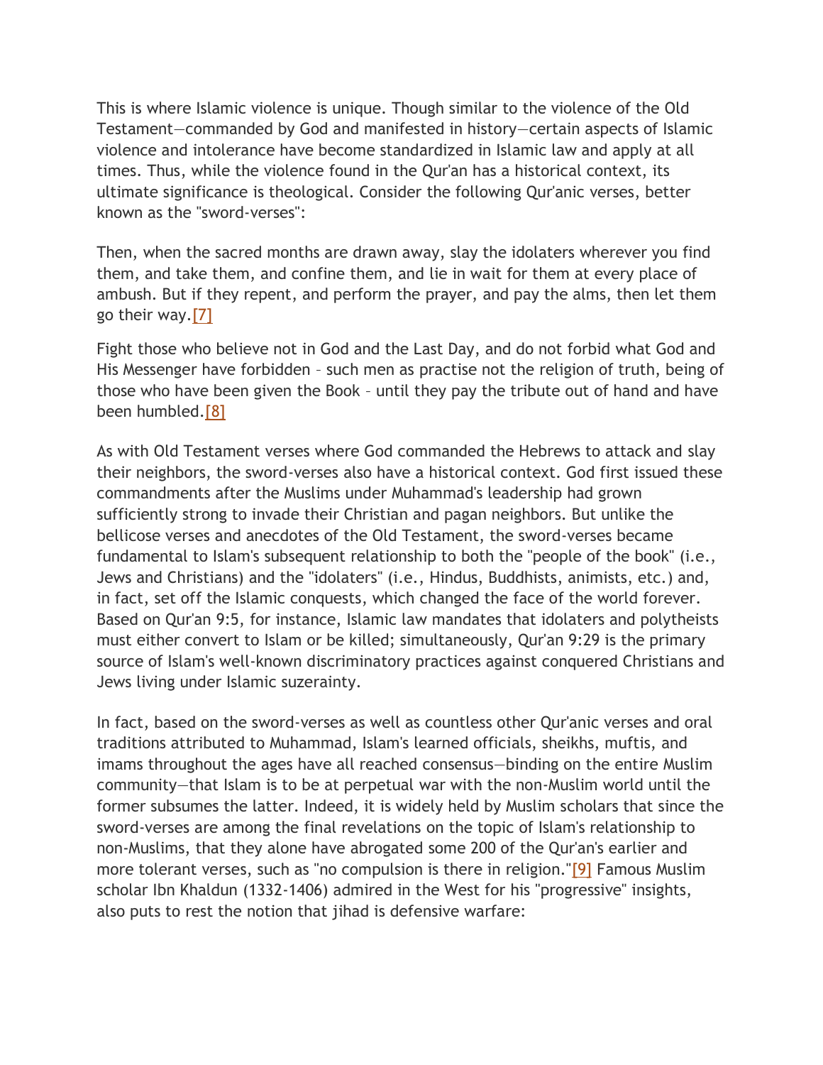This is where Islamic violence is unique. Though similar to the violence of the Old Testament—commanded by God and manifested in history—certain aspects of Islamic violence and intolerance have become standardized in Islamic law and apply at all times. Thus, while the violence found in the Qur'an has a historical context, its ultimate significance is theological. Consider the following Qur'anic verses, better known as the "sword-verses":

Then, when the sacred months are drawn away, slay the idolaters wherever you find them, and take them, and confine them, and lie in wait for them at every place of ambush. But if they repent, and perform the prayer, and pay the alms, then let them go their way.[7]

Fight those who believe not in God and the Last Day, and do not forbid what God and His Messenger have forbidden – such men as practise not the religion of truth, being of those who have been given the Book – until they pay the tribute out of hand and have been humbled.[8]

As with Old Testament verses where God commanded the Hebrews to attack and slay their neighbors, the sword-verses also have a historical context. God first issued these commandments after the Muslims under Muhammad's leadership had grown sufficiently strong to invade their Christian and pagan neighbors. But unlike the bellicose verses and anecdotes of the Old Testament, the sword-verses became fundamental to Islam's subsequent relationship to both the "people of the book" (i.e., Jews and Christians) and the "idolaters" (i.e., Hindus, Buddhists, animists, etc.) and, in fact, set off the Islamic conquests, which changed the face of the world forever. Based on Qur'an 9:5, for instance, Islamic law mandates that idolaters and polytheists must either convert to Islam or be killed; simultaneously, Qur'an 9:29 is the primary source of Islam's well-known discriminatory practices against conquered Christians and Jews living under Islamic suzerainty.

In fact, based on the sword-verses as well as countless other Qur'anic verses and oral traditions attributed to Muhammad, Islam's learned officials, sheikhs, muftis, and imams throughout the ages have all reached consensus—binding on the entire Muslim community—that Islam is to be at perpetual war with the non-Muslim world until the former subsumes the latter. Indeed, it is widely held by Muslim scholars that since the sword-verses are among the final revelations on the topic of Islam's relationship to non-Muslims, that they alone have abrogated some 200 of the Qur'an's earlier and more tolerant verses, such as "no compulsion is there in religion."[9] Famous Muslim scholar Ibn Khaldun (1332-1406) admired in the West for his "progressive" insights, also puts to rest the notion that jihad is defensive warfare: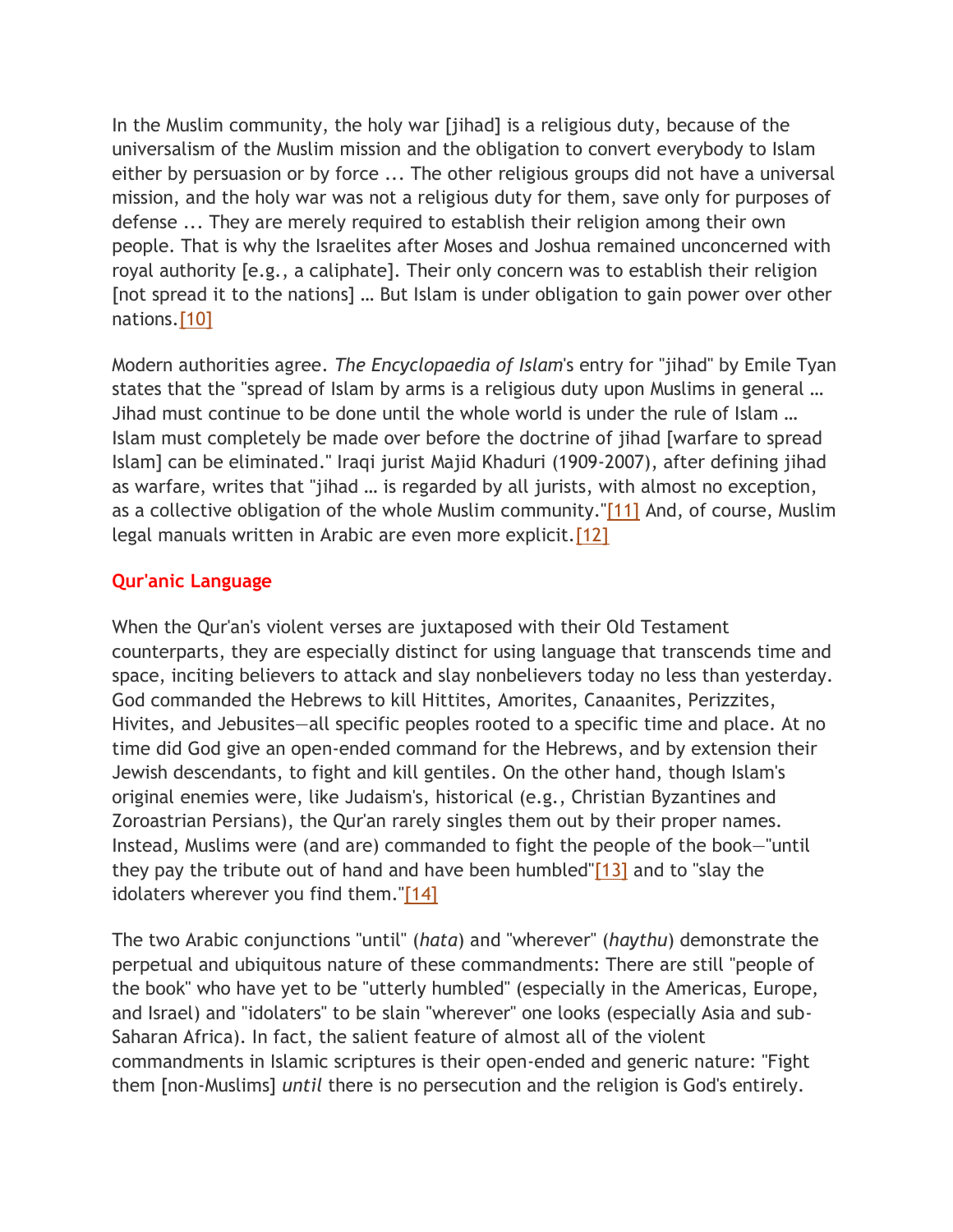In the Muslim community, the holy war [jihad] is a religious duty, because of the universalism of the Muslim mission and the obligation to convert everybody to Islam either by persuasion or by force ... The other religious groups did not have a universal mission, and the holy war was not a religious duty for them, save only for purposes of defense ... They are merely required to establish their religion among their own people. That is why the Israelites after Moses and Joshua remained unconcerned with royal authority [e.g., a caliphate]. Their only concern was to establish their religion [not spread it to the nations] … But Islam is under obligation to gain power over other nations.[10]

Modern authorities agree. *The Encyclopaedia of Islam*'s entry for "jihad" by Emile Tyan states that the "spread of Islam by arms is a religious duty upon Muslims in general … Jihad must continue to be done until the whole world is under the rule of Islam … Islam must completely be made over before the doctrine of jihad [warfare to spread Islam] can be eliminated." Iraqi jurist Majid Khaduri (1909-2007), after defining jihad as warfare, writes that "jihad … is regarded by all jurists, with almost no exception, as a collective obligation of the whole Muslim community."[11] And, of course, Muslim legal manuals written in Arabic are even more explicit.[12]

## Qur'anic Language

When the Qur'an's violent verses are juxtaposed with their Old Testament counterparts, they are especially distinct for using language that transcends time and space, inciting believers to attack and slay nonbelievers today no less than yesterday. God commanded the Hebrews to kill Hittites, Amorites, Canaanites, Perizzites, Hivites, and Jebusites—all specific peoples rooted to a specific time and place. At no time did God give an open-ended command for the Hebrews, and by extension their Jewish descendants, to fight and kill gentiles. On the other hand, though Islam's original enemies were, like Judaism's, historical (e.g., Christian Byzantines and Zoroastrian Persians), the Qur'an rarely singles them out by their proper names. Instead, Muslims were (and are) commanded to fight the people of the book—"until they pay the tribute out of hand and have been humbled"[13] and to "slay the idolaters wherever you find them."[14]

The two Arabic conjunctions "until" (*hata*) and "wherever" (*haythu*) demonstrate the perpetual and ubiquitous nature of these commandments: There are still "people of the book" who have yet to be "utterly humbled" (especially in the Americas, Europe, and Israel) and "idolaters" to be slain "wherever" one looks (especially Asia and sub-Saharan Africa). In fact, the salient feature of almost all of the violent commandments in Islamic scriptures is their open-ended and generic nature: "Fight them [non-Muslims] *until* there is no persecution and the religion is God's entirely.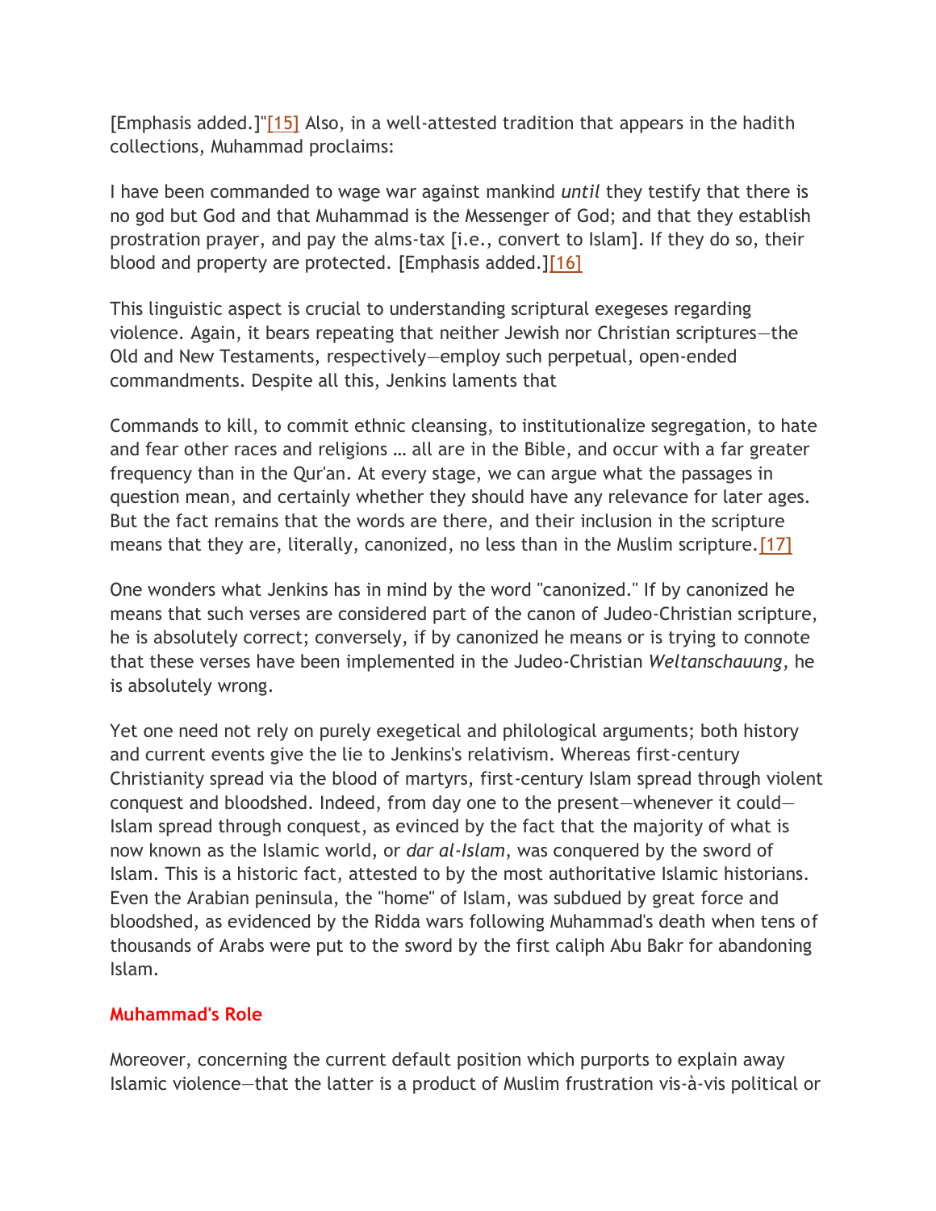[Emphasis added.]"[15] Also, in a well-attested tradition that appears in the hadith collections, Muhammad proclaims:

I have been commanded to wage war against mankind *until* they testify that there is no god but God and that Muhammad is the Messenger of God; and that they establish prostration prayer, and pay the alms-tax [i.e., convert to Islam]. If they do so, their blood and property are protected. [Emphasis added.][16]

This linguistic aspect is crucial to understanding scriptural exegeses regarding violence. Again, it bears repeating that neither Jewish nor Christian scriptures—the Old and New Testaments, respectively—employ such perpetual, open-ended commandments. Despite all this, Jenkins laments that

Commands to kill, to commit ethnic cleansing, to institutionalize segregation, to hate and fear other races and religions … all are in the Bible, and occur with a far greater frequency than in the Qur'an. At every stage, we can argue what the passages in question mean, and certainly whether they should have any relevance for later ages. But the fact remains that the words are there, and their inclusion in the scripture means that they are, literally, canonized, no less than in the Muslim scripture.[17]

One wonders what Jenkins has in mind by the word "canonized." If by canonized he means that such verses are considered part of the canon of Judeo-Christian scripture, he is absolutely correct; conversely, if by canonized he means or is trying to connote that these verses have been implemented in the Judeo-Christian *Weltanschauung*, he is absolutely wrong.

Yet one need not rely on purely exegetical and philological arguments; both history and current events give the lie to Jenkins's relativism. Whereas first-century Christianity spread via the blood of martyrs, first-century Islam spread through violent conquest and bloodshed. Indeed, from day one to the present—whenever it could—Islam spread through conquest, as evinced by the fact that the majority of what is now known as the Islamic world, or *dar al-Islam,* was conquered by the sword of Islam. This is a historic fact, attested to by the most authoritative Islamic historians. Even the Arabian peninsula, the "home" of Islam, was subdued by great force and bloodshed, as evidenced by the Ridda wars following Muhammad's death when tens of thousands of Arabs were put to the sword by the first caliph Abu Bakr for abandoning Islam.

## Muhammad's Role

Moreover, concerning the current default position which purports to explain away Islamic violence—that the latter is a product of Muslim frustration vis-à-vis political or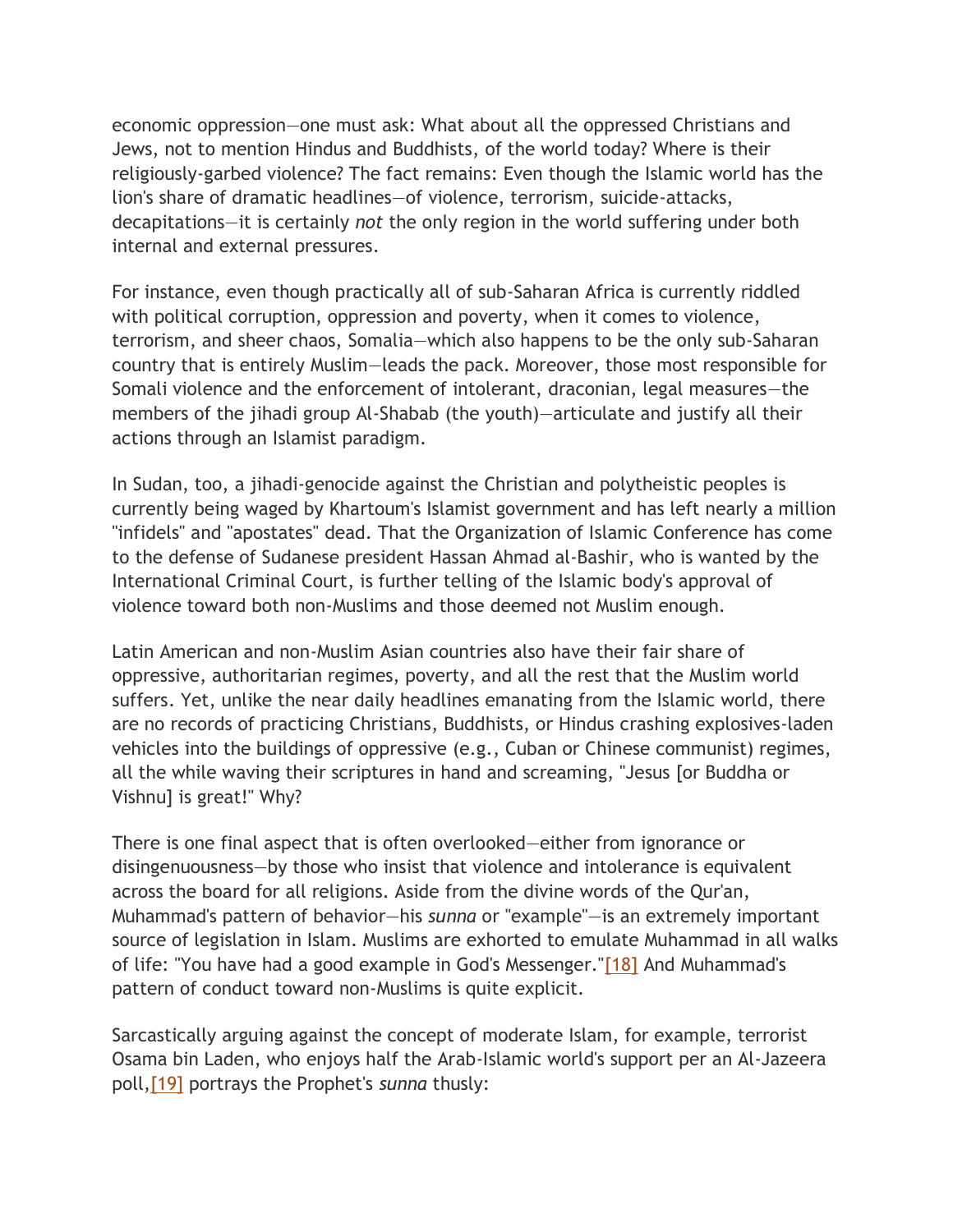economic oppression—one must ask: What about all the oppressed Christians and Jews, not to mention Hindus and Buddhists, of the world today? Where is their religiously-garbed violence? The fact remains: Even though the Islamic world has the lion's share of dramatic headlines—of violence, terrorism, suicide-attacks, decapitations—it is certainly *not* the only region in the world suffering under both internal and external pressures.

For instance, even though practically all of sub-Saharan Africa is currently riddled with political corruption, oppression and poverty, when it comes to violence, terrorism, and sheer chaos, Somalia—which also happens to be the only sub-Saharan country that is entirely Muslim—leads the pack. Moreover, those most responsible for Somali violence and the enforcement of intolerant, draconian, legal measures—the members of the jihadi group Al-Shabab (the youth)—articulate and justify all their actions through an Islamist paradigm.

In Sudan, too, a jihadi-genocide against the Christian and polytheistic peoples is currently being waged by Khartoum's Islamist government and has left nearly a million "infidels" and "apostates" dead. That the Organization of Islamic Conference has come to the defense of Sudanese president Hassan Ahmad al-Bashir, who is wanted by the International Criminal Court, is further telling of the Islamic body's approval of violence toward both non-Muslims and those deemed not Muslim enough.

Latin American and non-Muslim Asian countries also have their fair share of oppressive, authoritarian regimes, poverty, and all the rest that the Muslim world suffers. Yet, unlike the near daily headlines emanating from the Islamic world, there are no records of practicing Christians, Buddhists, or Hindus crashing explosives-laden vehicles into the buildings of oppressive (e.g., Cuban or Chinese communist) regimes, all the while waving their scriptures in hand and screaming, "Jesus [or Buddha or Vishnu] is great!" Why?

There is one final aspect that is often overlooked—either from ignorance or disingenuousness—by those who insist that violence and intolerance is equivalent across the board for all religions. Aside from the divine words of the Qur'an, Muhammad's pattern of behavior—his *sunna* or "example"—is an extremely important source of legislation in Islam. Muslims are exhorted to emulate Muhammad in all walks of life: "You have had a good example in God's Messenger."[18] And Muhammad's pattern of conduct toward non-Muslims is quite explicit.

Sarcastically arguing against the concept of moderate Islam, for example, terrorist Osama bin Laden, who enjoys half the Arab-Islamic world's support per an Al-Jazeera poll,[19] portrays the Prophet's *sunna* thusly: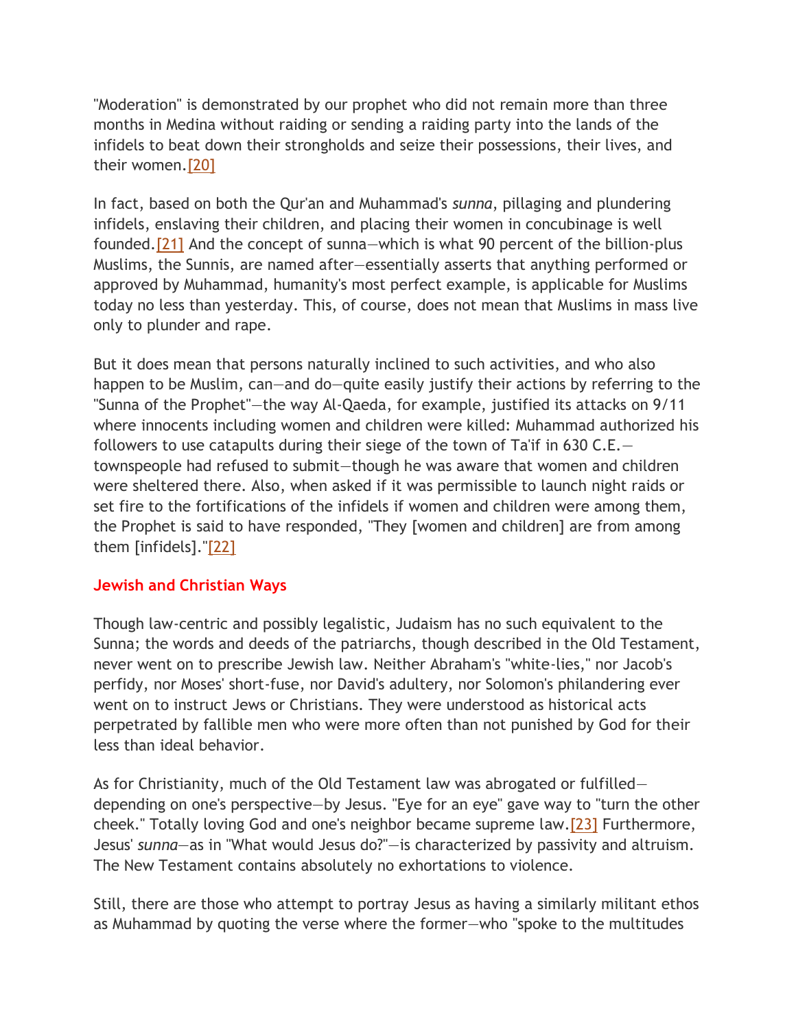"Moderation" is demonstrated by our prophet who did not remain more than three months in Medina without raiding or sending a raiding party into the lands of the infidels to beat down their strongholds and seize their possessions, their lives, and their women.[20]

In fact, based on both the Qur'an and Muhammad's *sunna*, pillaging and plundering infidels, enslaving their children, and placing their women in concubinage is well founded.[21] And the concept of sunna—which is what 90 percent of the billion-plus Muslims, the Sunnis, are named after—essentially asserts that anything performed or approved by Muhammad, humanity's most perfect example, is applicable for Muslims today no less than yesterday. This, of course, does not mean that Muslims in mass live only to plunder and rape.

But it does mean that persons naturally inclined to such activities, and who also happen to be Muslim, can—and do—quite easily justify their actions by referring to the "Sunna of the Prophet"—the way Al-Qaeda, for example, justified its attacks on 9/11 where innocents including women and children were killed: Muhammad authorized his followers to use catapults during their siege of the town of Ta'if in 630 C.E.—townspeople had refused to submit—though he was aware that women and children were sheltered there. Also, when asked if it was permissible to launch night raids or set fire to the fortifications of the infidels if women and children were among them, the Prophet is said to have responded, "They [women and children] are from among them [infidels]."[22]

## Jewish and Christian Ways

Though law-centric and possibly legalistic, Judaism has no such equivalent to the Sunna; the words and deeds of the patriarchs, though described in the Old Testament, never went on to prescribe Jewish law. Neither Abraham's "white-lies," nor Jacob's perfidy, nor Moses' short-fuse, nor David's adultery, nor Solomon's philandering ever went on to instruct Jews or Christians. They were understood as historical acts perpetrated by fallible men who were more often than not punished by God for their less than ideal behavior.

As for Christianity, much of the Old Testament law was abrogated or fulfilled—depending on one's perspective—by Jesus. "Eye for an eye" gave way to "turn the other cheek." Totally loving God and one's neighbor became supreme law.[23] Furthermore, Jesus' *sunna*—as in "What would Jesus do?"—is characterized by passivity and altruism. The New Testament contains absolutely no exhortations to violence.

Still, there are those who attempt to portray Jesus as having a similarly militant ethos as Muhammad by quoting the verse where the former—who "spoke to the multitudes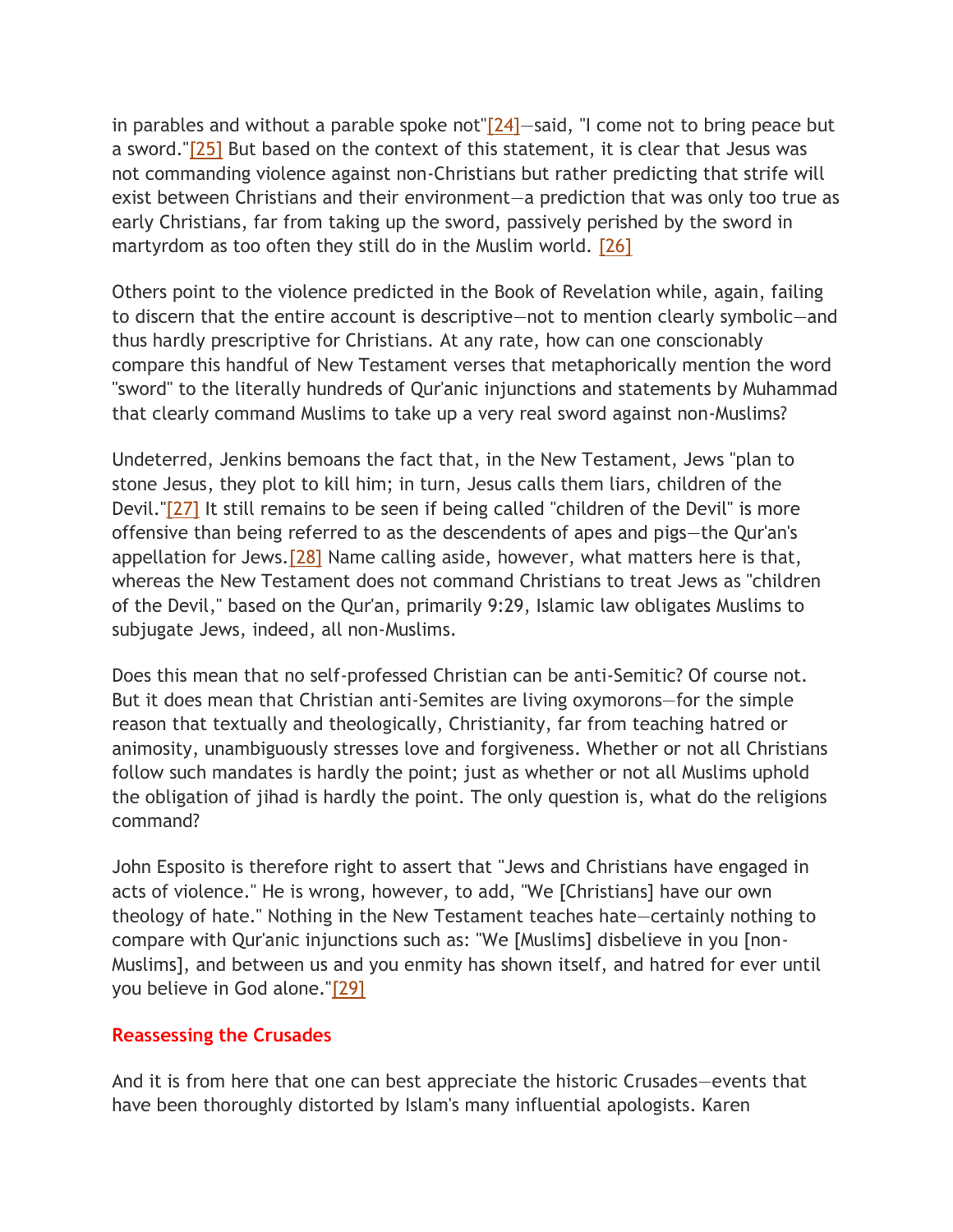in parables and without a parable spoke not"[24]—said, "I come not to bring peace but a sword."[25] But based on the context of this statement, it is clear that Jesus was not commanding violence against non-Christians but rather predicting that strife will exist between Christians and their environment—a prediction that was only too true as early Christians, far from taking up the sword, passively perished by the sword in martyrdom as too often they still do in the Muslim world. [26]

Others point to the violence predicted in the Book of Revelation while, again, failing to discern that the entire account is descriptive—not to mention clearly symbolic—and thus hardly prescriptive for Christians. At any rate, how can one conscionably compare this handful of New Testament verses that metaphorically mention the word "sword" to the literally hundreds of Qur'anic injunctions and statements by Muhammad that clearly command Muslims to take up a very real sword against non-Muslims?

Undeterred, Jenkins bemoans the fact that, in the New Testament, Jews "plan to stone Jesus, they plot to kill him; in turn, Jesus calls them liars, children of the Devil."[27] It still remains to be seen if being called "children of the Devil" is more offensive than being referred to as the descendents of apes and pigs—the Qur'an's appellation for Jews.[28] Name calling aside, however, what matters here is that, whereas the New Testament does not command Christians to treat Jews as "children of the Devil," based on the Qur'an, primarily 9:29, Islamic law obligates Muslims to subjugate Jews, indeed, all non-Muslims.

Does this mean that no self-professed Christian can be anti-Semitic? Of course not. But it does mean that Christian anti-Semites are living oxymorons—for the simple reason that textually and theologically, Christianity, far from teaching hatred or animosity, unambiguously stresses love and forgiveness. Whether or not all Christians follow such mandates is hardly the point; just as whether or not all Muslims uphold the obligation of jihad is hardly the point. The only question is, what do the religions command?

John Esposito is therefore right to assert that "Jews and Christians have engaged in acts of violence." He is wrong, however, to add, "We [Christians] have our own theology of hate." Nothing in the New Testament teaches hate—certainly nothing to compare with Qur'anic injunctions such as: "We [Muslims] disbelieve in you [non-Muslims], and between us and you enmity has shown itself, and hatred for ever until you believe in God alone."[29]

## Reassessing the Crusades

And it is from here that one can best appreciate the historic Crusades—events that have been thoroughly distorted by Islam's many influential apologists. Karen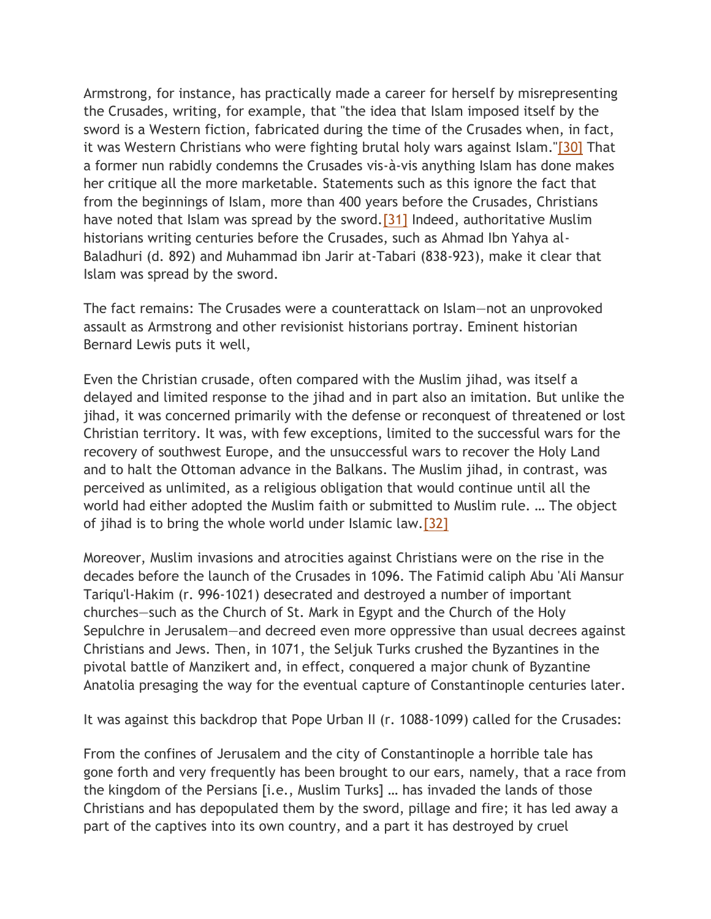Armstrong, for instance, has practically made a career for herself by misrepresenting the Crusades, writing, for example, that "the idea that Islam imposed itself by the sword is a Western fiction, fabricated during the time of the Crusades when, in fact, it was Western Christians who were fighting brutal holy wars against Islam."[30] That a former nun rabidly condemns the Crusades vis-à-vis anything Islam has done makes her critique all the more marketable. Statements such as this ignore the fact that from the beginnings of Islam, more than 400 years before the Crusades, Christians have noted that Islam was spread by the sword.[31] Indeed, authoritative Muslim historians writing centuries before the Crusades, such as Ahmad Ibn Yahya al-Baladhuri (d. 892) and Muhammad ibn Jarir at-Tabari (838-923), make it clear that Islam was spread by the sword.

The fact remains: The Crusades were a counterattack on Islam—not an unprovoked assault as Armstrong and other revisionist historians portray. Eminent historian Bernard Lewis puts it well,

Even the Christian crusade, often compared with the Muslim jihad, was itself a delayed and limited response to the jihad and in part also an imitation. But unlike the jihad, it was concerned primarily with the defense or reconquest of threatened or lost Christian territory. It was, with few exceptions, limited to the successful wars for the recovery of southwest Europe, and the unsuccessful wars to recover the Holy Land and to halt the Ottoman advance in the Balkans. The Muslim jihad, in contrast, was perceived as unlimited, as a religious obligation that would continue until all the world had either adopted the Muslim faith or submitted to Muslim rule. … The object of jihad is to bring the whole world under Islamic law.[32]

Moreover, Muslim invasions and atrocities against Christians were on the rise in the decades before the launch of the Crusades in 1096. The Fatimid caliph Abu 'Ali Mansur Tariqu'l-Hakim (r. 996-1021) desecrated and destroyed a number of important churches—such as the Church of St. Mark in Egypt and the Church of the Holy Sepulchre in Jerusalem—and decreed even more oppressive than usual decrees against Christians and Jews. Then, in 1071, the Seljuk Turks crushed the Byzantines in the pivotal battle of Manzikert and, in effect, conquered a major chunk of Byzantine Anatolia presaging the way for the eventual capture of Constantinople centuries later.

It was against this backdrop that Pope Urban II (r. 1088-1099) called for the Crusades:

From the confines of Jerusalem and the city of Constantinople a horrible tale has gone forth and very frequently has been brought to our ears, namely, that a race from the kingdom of the Persians [i.e., Muslim Turks] … has invaded the lands of those Christians and has depopulated them by the sword, pillage and fire; it has led away a part of the captives into its own country, and a part it has destroyed by cruel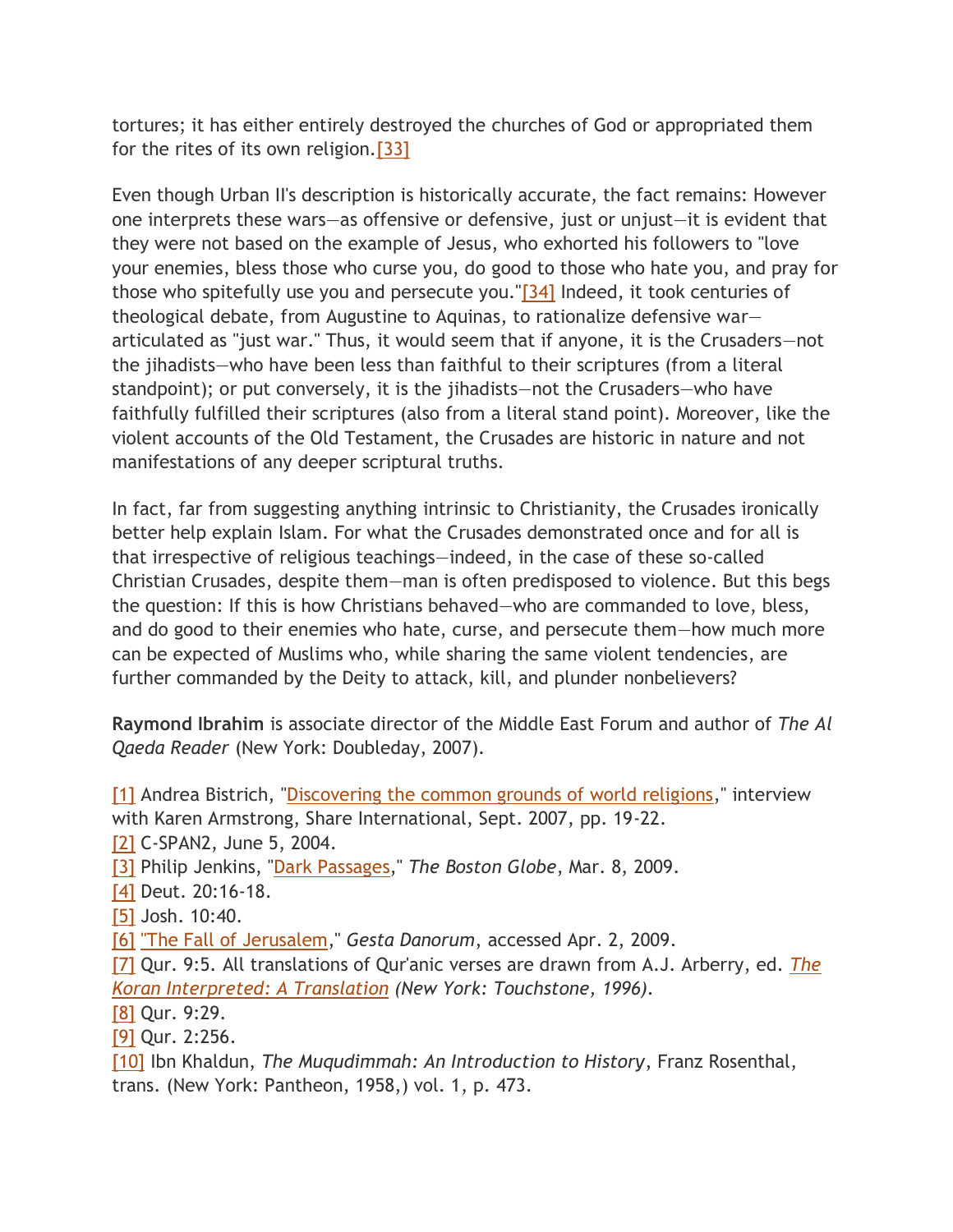tortures; it has either entirely destroyed the churches of God or appropriated them for the rites of its own religion.[33]

Even though Urban II's description is historically accurate, the fact remains: However one interprets these wars—as offensive or defensive, just or unjust—it is evident that they were not based on the example of Jesus, who exhorted his followers to "love your enemies, bless those who curse you, do good to those who hate you, and pray for those who spitefully use you and persecute you."[34] Indeed, it took centuries of theological debate, from Augustine to Aquinas, to rationalize defensive war—articulated as "just war." Thus, it would seem that if anyone, it is the Crusaders—not the jihadists—who have been less than faithful to their scriptures (from a literal standpoint); or put conversely, it is the jihadists—not the Crusaders—who have faithfully fulfilled their scriptures (also from a literal stand point). Moreover, like the violent accounts of the Old Testament, the Crusades are historic in nature and not manifestations of any deeper scriptural truths.

In fact, far from suggesting anything intrinsic to Christianity, the Crusades ironically better help explain Islam. For what the Crusades demonstrated once and for all is that irrespective of religious teachings—indeed, in the case of these so-called Christian Crusades, despite them—man is often predisposed to violence. But this begs the question: If this is how Christians behaved—who are commanded to love, bless, and do good to their enemies who hate, curse, and persecute them—how much more can be expected of Muslims who, while sharing the same violent tendencies, are further commanded by the Deity to attack, kill, and plunder nonbelievers?

**Raymond Ibrahim** is associate director of the Middle East Forum and author of *The Al Qaeda Reader* (New York: Doubleday, 2007).

[1] Andrea Bistrich, "Discovering the common grounds of world religions," interview with Karen Armstrong, Share International, Sept. 2007, pp. 19-22.
[2] C-SPAN2, June 5, 2004.
[3] Philip Jenkins, "Dark Passages," *The Boston Globe*, Mar. 8, 2009.
[4] Deut. 20:16-18.
[5] Josh. 10:40.
[6] "The Fall of Jerusalem," *Gesta Danorum*, accessed Apr. 2, 2009.
[7] Qur. 9:5. All translations of Qur'anic verses are drawn from A.J. Arberry, ed. *The Koran Interpreted: A Translation (New York: Touchstone, 1996)*.
[8] Qur. 9:29.
[9] Qur. 2:256.
[10] Ibn Khaldun, *The Muqudimmah: An Introduction to History*, Franz Rosenthal, trans. (New York: Pantheon, 1958,) vol. 1, p. 473.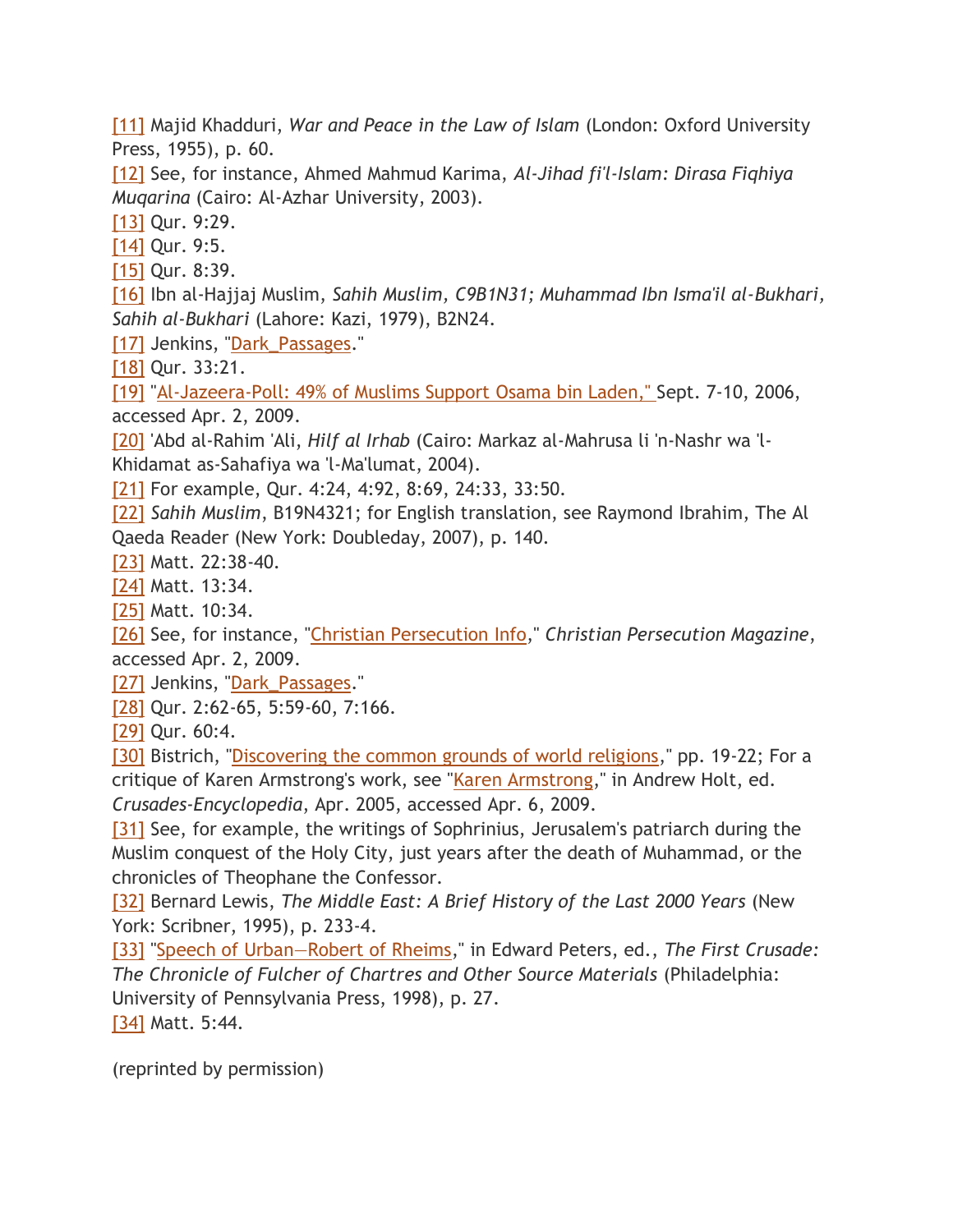[11] Majid Khadduri, *War and Peace in the Law of Islam* (London: Oxford University Press, 1955), p. 60.

[12] See, for instance, Ahmed Mahmud Karima, *Al-Jihad fi'l-Islam: Dirasa Fiqhiya Muqarina* (Cairo: Al-Azhar University, 2003).

[13] Qur. 9:29.

[14] Qur. 9:5.

[15] Qur. 8:39.

[16] Ibn al-Hajjaj Muslim, *Sahih Muslim, C9B1N31; Muhammad Ibn Isma'il al-Bukhari, Sahih al-Bukhari* (Lahore: Kazi, 1979), B2N24.

[17] Jenkins, "Dark_Passages."

[18] Qur. 33:21.

[19] "Al-Jazeera-Poll: 49% of Muslims Support Osama bin Laden," Sept. 7-10, 2006, accessed Apr. 2, 2009.

[20] 'Abd al-Rahim 'Ali, *Hilf al Irhab* (Cairo: Markaz al-Mahrusa li 'n-Nashr wa 'l-Khidamat as-Sahafiya wa 'l-Ma'lumat, 2004).

[21] For example, Qur. 4:24, 4:92, 8:69, 24:33, 33:50.

[22] *Sahih Muslim*, B19N4321; for English translation, see Raymond Ibrahim, The Al Qaeda Reader (New York: Doubleday, 2007), p. 140.

[23] Matt. 22:38-40.

[24] Matt. 13:34.

[25] Matt. 10:34.

[26] See, for instance, "Christian Persecution Info," *Christian Persecution Magazine*, accessed Apr. 2, 2009.

[27] Jenkins, "Dark_Passages."

[28] Qur. 2:62-65, 5:59-60, 7:166.

[29] Qur. 60:4.

[30] Bistrich, "Discovering the common grounds of world religions," pp. 19-22; For a critique of Karen Armstrong's work, see "Karen Armstrong," in Andrew Holt, ed. *Crusades-Encyclopedia*, Apr. 2005, accessed Apr. 6, 2009.

[31] See, for example, the writings of Sophrinius, Jerusalem's patriarch during the Muslim conquest of the Holy City, just years after the death of Muhammad, or the chronicles of Theophane the Confessor.

[32] Bernard Lewis, *The Middle East: A Brief History of the Last 2000 Years* (New York: Scribner, 1995), p. 233-4.

[33] "Speech of Urban—Robert of Rheims," in Edward Peters, ed., *The First Crusade: The Chronicle of Fulcher of Chartres and Other Source Materials* (Philadelphia: University of Pennsylvania Press, 1998), p. 27.

[34] Matt. 5:44.

(reprinted by permission)